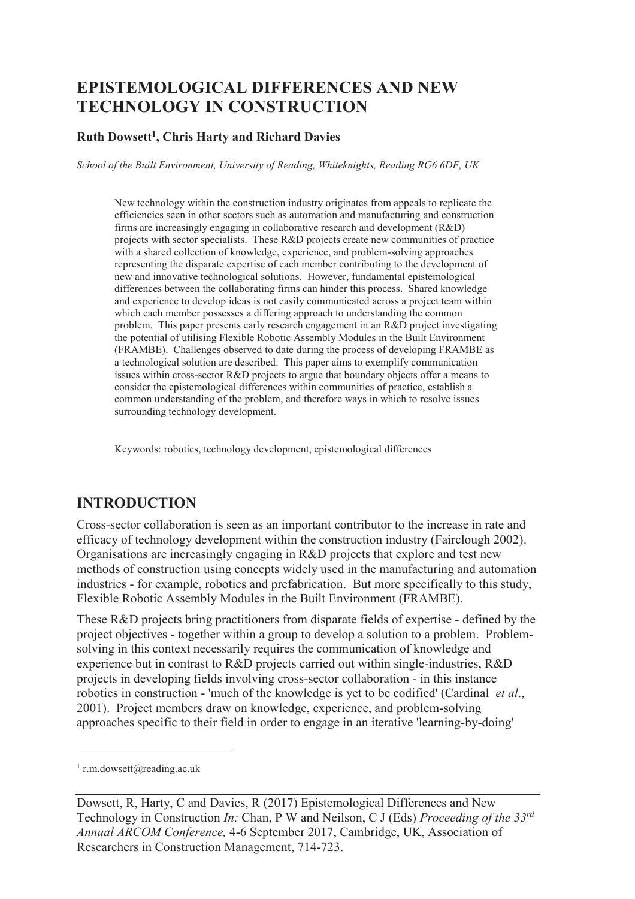# EPISTEMOLOGICAL DIFFERENCES AND NEW TECHNOLOGY IN CONSTRUCTION

**Ruth Dowsett[1], Chris Harty and Richard Davies**

*School of the Built Environment, University of Reading, Whiteknights, Reading RG6 6DF, UK*

New technology within the construction industry originates from appeals to replicate the efficiencies seen in other sectors such as automation and manufacturing and construction firms are increasingly engaging in collaborative research and development (R&D) projects with sector specialists. These R&D projects create new communities of practice with a shared collection of knowledge, experience, and problem-solving approaches representing the disparate expertise of each member contributing to the development of new and innovative technological solutions. However, fundamental epistemological differences between the collaborating firms can hinder this process. Shared knowledge and experience to develop ideas is not easily communicated across a project team within which each member possesses a differing approach to understanding the common problem. This paper presents early research engagement in an R&D project investigating the potential of utilising Flexible Robotic Assembly Modules in the Built Environment (FRAMBE). Challenges observed to date during the process of developing FRAMBE as a technological solution are described. This paper aims to exemplify communication issues within cross-sector R&D projects to argue that boundary objects offer a means to consider the epistemological differences within communities of practice, establish a common understanding of the problem, and therefore ways in which to resolve issues surrounding technology development.

Keywords: robotics, technology development, epistemological differences

## INTRODUCTION

Cross-sector collaboration is seen as an important contributor to the increase in rate and efficacy of technology development within the construction industry (Fairclough 2002). Organisations are increasingly engaging in R&D projects that explore and test new methods of construction using concepts widely used in the manufacturing and automation industries - for example, robotics and prefabrication. But more specifically to this study, Flexible Robotic Assembly Modules in the Built Environment (FRAMBE).

These R&D projects bring practitioners from disparate fields of expertise - defined by the project objectives - together within a group to develop a solution to a problem. Problem-solving in this context necessarily requires the communication of knowledge and experience but in contrast to R&D projects carried out within single-industries, R&D projects in developing fields involving cross-sector collaboration - in this instance robotics in construction - 'much of the knowledge is yet to be codified' (Cardinal *et al*., 2001). Project members draw on knowledge, experience, and problem-solving approaches specific to their field in order to engage in an iterative 'learning-by-doing'

[1] r.m.dowsett@reading.ac.uk

Dowsett, R, Harty, C and Davies, R (2017) Epistemological Differences and New Technology in Construction *In:* Chan, P W and Neilson, C J (Eds) *Proceeding of the 33rd Annual ARCOM Conference,* 4-6 September 2017, Cambridge, UK, Association of Researchers in Construction Management, 714-723.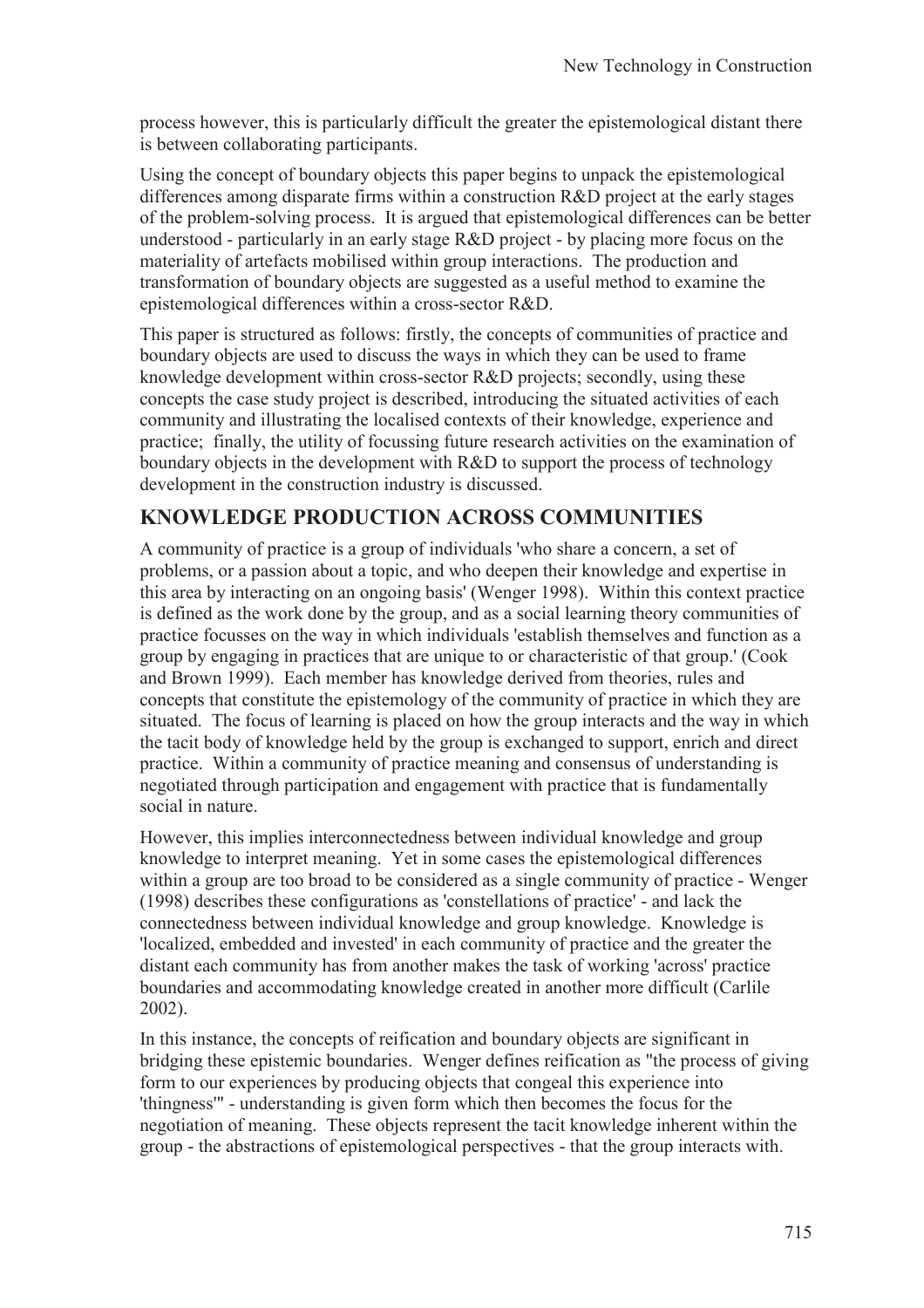process however, this is particularly difficult the greater the epistemological distant there is between collaborating participants.

Using the concept of boundary objects this paper begins to unpack the epistemological differences among disparate firms within a construction R&D project at the early stages of the problem-solving process. It is argued that epistemological differences can be better understood - particularly in an early stage R&D project - by placing more focus on the materiality of artefacts mobilised within group interactions. The production and transformation of boundary objects are suggested as a useful method to examine the epistemological differences within a cross-sector R&D.

This paper is structured as follows: firstly, the concepts of communities of practice and boundary objects are used to discuss the ways in which they can be used to frame knowledge development within cross-sector R&D projects; secondly, using these concepts the case study project is described, introducing the situated activities of each community and illustrating the localised contexts of their knowledge, experience and practice; finally, the utility of focussing future research activities on the examination of boundary objects in the development with R&D to support the process of technology development in the construction industry is discussed.

## KNOWLEDGE PRODUCTION ACROSS COMMUNITIES

A community of practice is a group of individuals 'who share a concern, a set of problems, or a passion about a topic, and who deepen their knowledge and expertise in this area by interacting on an ongoing basis' (Wenger 1998). Within this context practice is defined as the work done by the group, and as a social learning theory communities of practice focusses on the way in which individuals 'establish themselves and function as a group by engaging in practices that are unique to or characteristic of that group.' (Cook and Brown 1999). Each member has knowledge derived from theories, rules and concepts that constitute the epistemology of the community of practice in which they are situated. The focus of learning is placed on how the group interacts and the way in which the tacit body of knowledge held by the group is exchanged to support, enrich and direct practice. Within a community of practice meaning and consensus of understanding is negotiated through participation and engagement with practice that is fundamentally social in nature.

However, this implies interconnectedness between individual knowledge and group knowledge to interpret meaning. Yet in some cases the epistemological differences within a group are too broad to be considered as a single community of practice - Wenger (1998) describes these configurations as 'constellations of practice' - and lack the connectedness between individual knowledge and group knowledge. Knowledge is 'localized, embedded and invested' in each community of practice and the greater the distant each community has from another makes the task of working 'across' practice boundaries and accommodating knowledge created in another more difficult (Carlile 2002).

In this instance, the concepts of reification and boundary objects are significant in bridging these epistemic boundaries. Wenger defines reification as "the process of giving form to our experiences by producing objects that congeal this experience into 'thingness'" - understanding is given form which then becomes the focus for the negotiation of meaning. These objects represent the tacit knowledge inherent within the group - the abstractions of epistemological perspectives - that the group interacts with.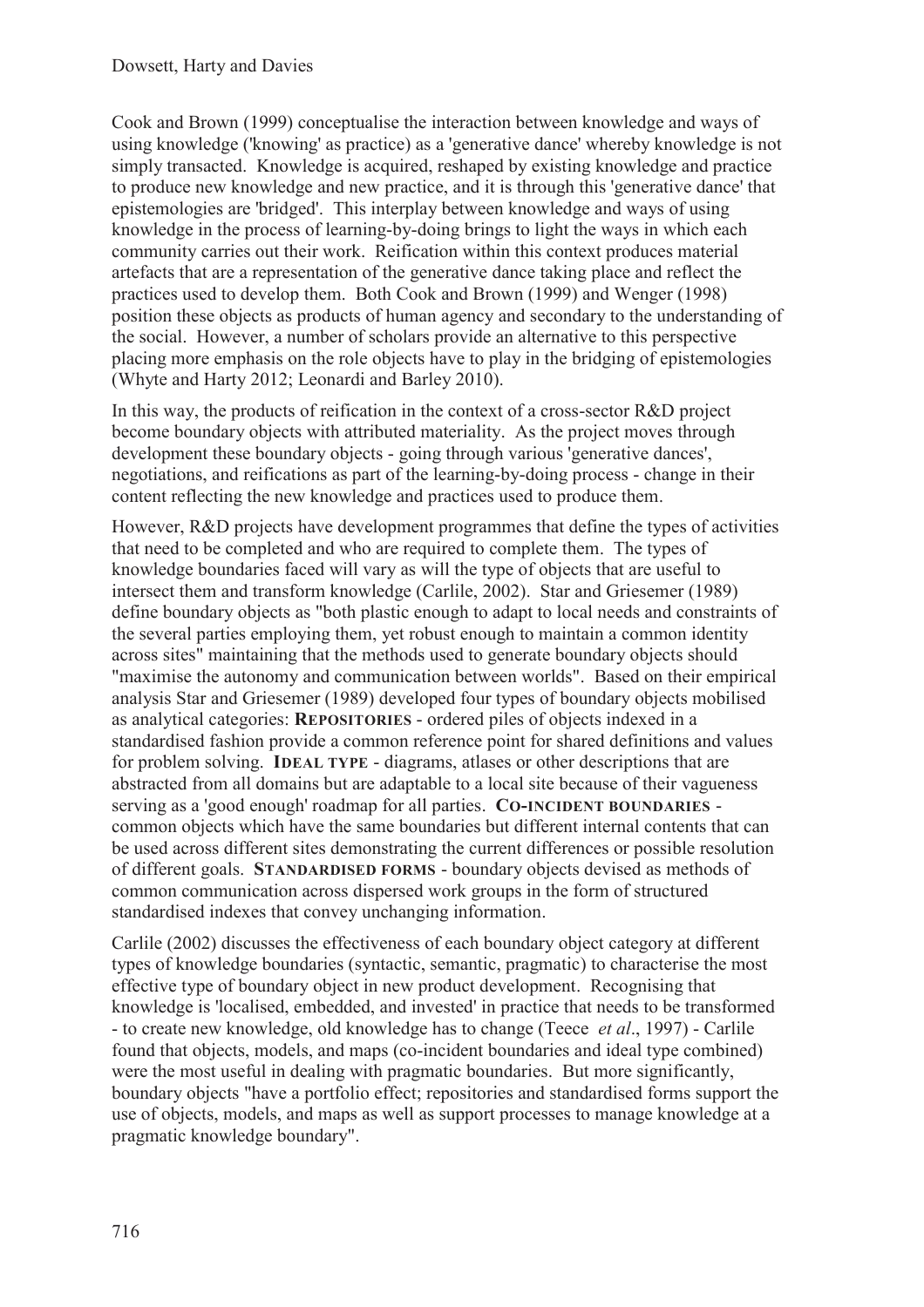Cook and Brown (1999) conceptualise the interaction between knowledge and ways of using knowledge ('knowing' as practice) as a 'generative dance' whereby knowledge is not simply transacted. Knowledge is acquired, reshaped by existing knowledge and practice to produce new knowledge and new practice, and it is through this 'generative dance' that epistemologies are 'bridged'. This interplay between knowledge and ways of using knowledge in the process of learning-by-doing brings to light the ways in which each community carries out their work. Reification within this context produces material artefacts that are a representation of the generative dance taking place and reflect the practices used to develop them. Both Cook and Brown (1999) and Wenger (1998) position these objects as products of human agency and secondary to the understanding of the social. However, a number of scholars provide an alternative to this perspective placing more emphasis on the role objects have to play in the bridging of epistemologies (Whyte and Harty 2012; Leonardi and Barley 2010).

In this way, the products of reification in the context of a cross-sector R&D project become boundary objects with attributed materiality. As the project moves through development these boundary objects - going through various 'generative dances', negotiations, and reifications as part of the learning-by-doing process - change in their content reflecting the new knowledge and practices used to produce them.

However, R&D projects have development programmes that define the types of activities that need to be completed and who are required to complete them. The types of knowledge boundaries faced will vary as will the type of objects that are useful to intersect them and transform knowledge (Carlile, 2002). Star and Griesemer (1989) define boundary objects as "both plastic enough to adapt to local needs and constraints of the several parties employing them, yet robust enough to maintain a common identity across sites" maintaining that the methods used to generate boundary objects should "maximise the autonomy and communication between worlds". Based on their empirical analysis Star and Griesemer (1989) developed four types of boundary objects mobilised as analytical categories: **Repositories** - ordered piles of objects indexed in a standardised fashion provide a common reference point for shared definitions and values for problem solving. **Ideal type** - diagrams, atlases or other descriptions that are abstracted from all domains but are adaptable to a local site because of their vagueness serving as a 'good enough' roadmap for all parties. **Co-incident boundaries** - common objects which have the same boundaries but different internal contents that can be used across different sites demonstrating the current differences or possible resolution of different goals. **Standardised forms** - boundary objects devised as methods of common communication across dispersed work groups in the form of structured standardised indexes that convey unchanging information.

Carlile (2002) discusses the effectiveness of each boundary object category at different types of knowledge boundaries (syntactic, semantic, pragmatic) to characterise the most effective type of boundary object in new product development. Recognising that knowledge is 'localised, embedded, and invested' in practice that needs to be transformed - to create new knowledge, old knowledge has to change (Teece *et al*., 1997) - Carlile found that objects, models, and maps (co-incident boundaries and ideal type combined) were the most useful in dealing with pragmatic boundaries. But more significantly, boundary objects "have a portfolio effect; repositories and standardised forms support the use of objects, models, and maps as well as support processes to manage knowledge at a pragmatic knowledge boundary".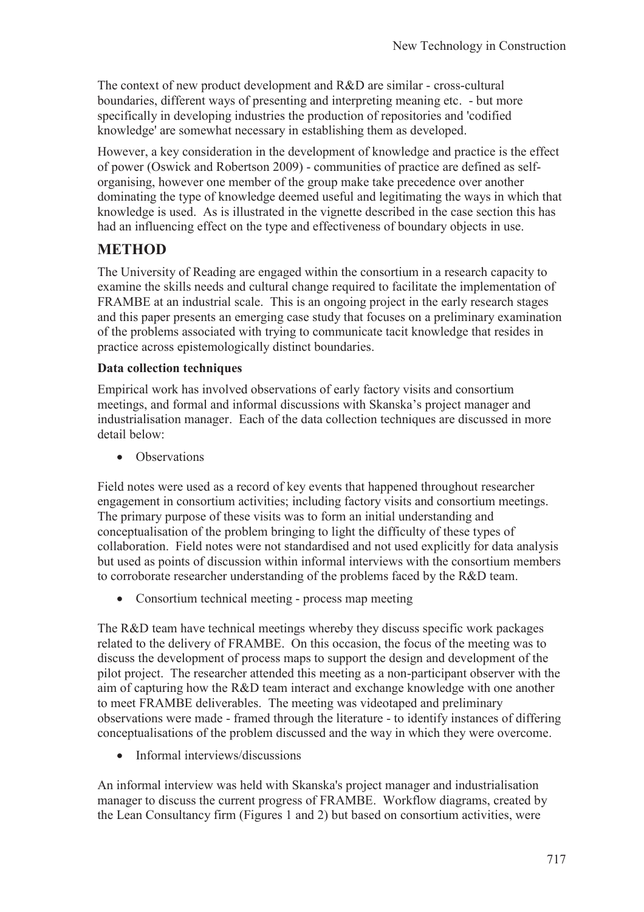The context of new product development and R&D are similar - cross-cultural boundaries, different ways of presenting and interpreting meaning etc. - but more specifically in developing industries the production of repositories and 'codified knowledge' are somewhat necessary in establishing them as developed.

However, a key consideration in the development of knowledge and practice is the effect of power (Oswick and Robertson 2009) - communities of practice are defined as self-organising, however one member of the group make take precedence over another dominating the type of knowledge deemed useful and legitimating the ways in which that knowledge is used. As is illustrated in the vignette described in the case section this has had an influencing effect on the type and effectiveness of boundary objects in use.

## METHOD

The University of Reading are engaged within the consortium in a research capacity to examine the skills needs and cultural change required to facilitate the implementation of FRAMBE at an industrial scale. This is an ongoing project in the early research stages and this paper presents an emerging case study that focuses on a preliminary examination of the problems associated with trying to communicate tacit knowledge that resides in practice across epistemologically distinct boundaries.

### Data collection techniques

Empirical work has involved observations of early factory visits and consortium meetings, and formal and informal discussions with Skanska's project manager and industrialisation manager. Each of the data collection techniques are discussed in more detail below:

- Observations

Field notes were used as a record of key events that happened throughout researcher engagement in consortium activities; including factory visits and consortium meetings. The primary purpose of these visits was to form an initial understanding and conceptualisation of the problem bringing to light the difficulty of these types of collaboration. Field notes were not standardised and not used explicitly for data analysis but used as points of discussion within informal interviews with the consortium members to corroborate researcher understanding of the problems faced by the R&D team.

- Consortium technical meeting - process map meeting

The R&D team have technical meetings whereby they discuss specific work packages related to the delivery of FRAMBE. On this occasion, the focus of the meeting was to discuss the development of process maps to support the design and development of the pilot project. The researcher attended this meeting as a non-participant observer with the aim of capturing how the R&D team interact and exchange knowledge with one another to meet FRAMBE deliverables. The meeting was videotaped and preliminary observations were made - framed through the literature - to identify instances of differing conceptualisations of the problem discussed and the way in which they were overcome.

- Informal interviews/discussions

An informal interview was held with Skanska's project manager and industrialisation manager to discuss the current progress of FRAMBE. Workflow diagrams, created by the Lean Consultancy firm (Figures 1 and 2) but based on consortium activities, were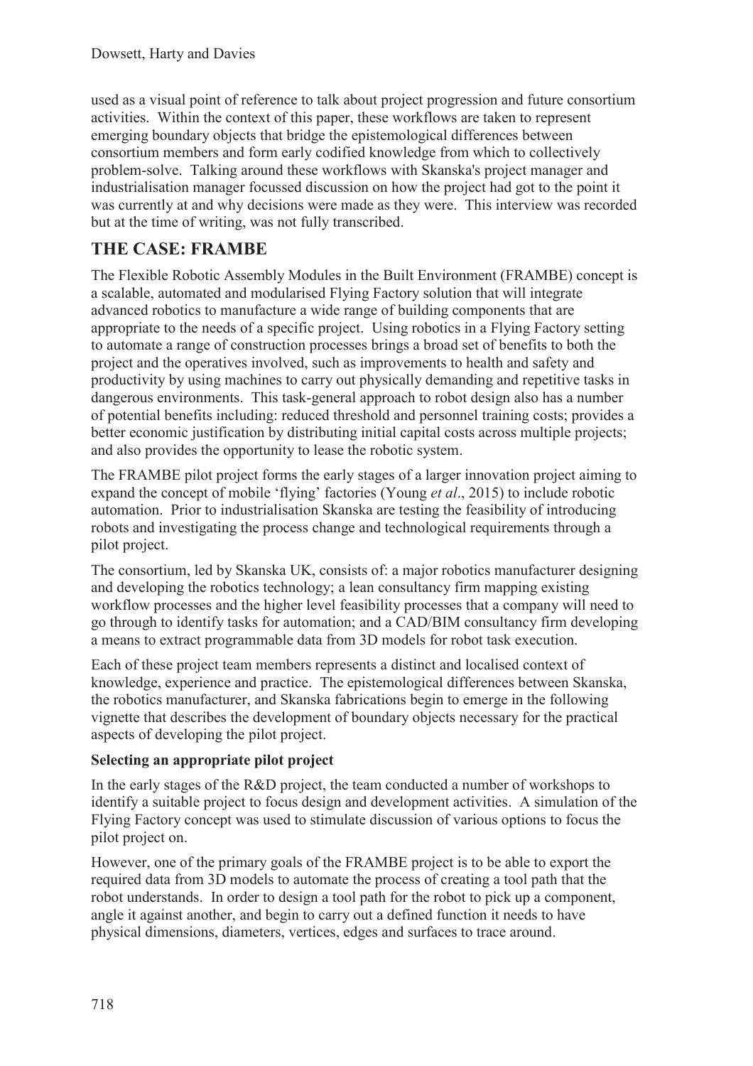used as a visual point of reference to talk about project progression and future consortium activities. Within the context of this paper, these workflows are taken to represent emerging boundary objects that bridge the epistemological differences between consortium members and form early codified knowledge from which to collectively problem-solve. Talking around these workflows with Skanska's project manager and industrialisation manager focussed discussion on how the project had got to the point it was currently at and why decisions were made as they were. This interview was recorded but at the time of writing, was not fully transcribed.

## THE CASE: FRAMBE

The Flexible Robotic Assembly Modules in the Built Environment (FRAMBE) concept is a scalable, automated and modularised Flying Factory solution that will integrate advanced robotics to manufacture a wide range of building components that are appropriate to the needs of a specific project. Using robotics in a Flying Factory setting to automate a range of construction processes brings a broad set of benefits to both the project and the operatives involved, such as improvements to health and safety and productivity by using machines to carry out physically demanding and repetitive tasks in dangerous environments. This task-general approach to robot design also has a number of potential benefits including: reduced threshold and personnel training costs; provides a better economic justification by distributing initial capital costs across multiple projects; and also provides the opportunity to lease the robotic system.

The FRAMBE pilot project forms the early stages of a larger innovation project aiming to expand the concept of mobile 'flying' factories (Young *et al*., 2015) to include robotic automation. Prior to industrialisation Skanska are testing the feasibility of introducing robots and investigating the process change and technological requirements through a pilot project.

The consortium, led by Skanska UK, consists of: a major robotics manufacturer designing and developing the robotics technology; a lean consultancy firm mapping existing workflow processes and the higher level feasibility processes that a company will need to go through to identify tasks for automation; and a CAD/BIM consultancy firm developing a means to extract programmable data from 3D models for robot task execution.

Each of these project team members represents a distinct and localised context of knowledge, experience and practice. The epistemological differences between Skanska, the robotics manufacturer, and Skanska fabrications begin to emerge in the following vignette that describes the development of boundary objects necessary for the practical aspects of developing the pilot project.

**Selecting an appropriate pilot project**

In the early stages of the R&D project, the team conducted a number of workshops to identify a suitable project to focus design and development activities. A simulation of the Flying Factory concept was used to stimulate discussion of various options to focus the pilot project on.

However, one of the primary goals of the FRAMBE project is to be able to export the required data from 3D models to automate the process of creating a tool path that the robot understands. In order to design a tool path for the robot to pick up a component, angle it against another, and begin to carry out a defined function it needs to have physical dimensions, diameters, vertices, edges and surfaces to trace around.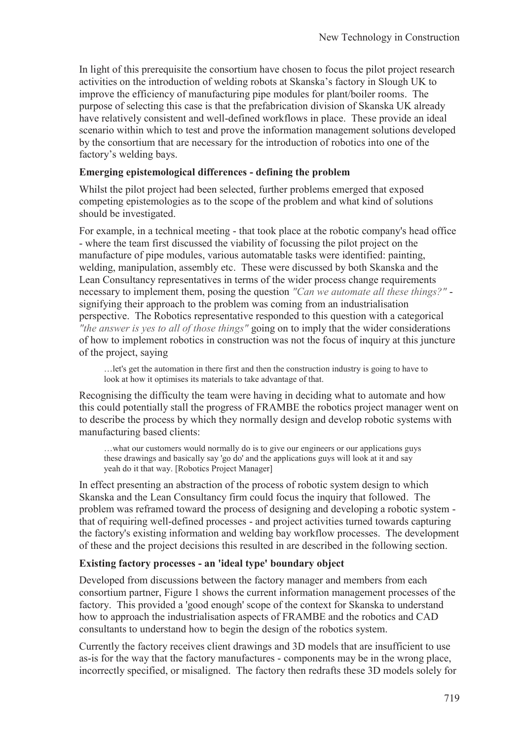In light of this prerequisite the consortium have chosen to focus the pilot project research activities on the introduction of welding robots at Skanska's factory in Slough UK to improve the efficiency of manufacturing pipe modules for plant/boiler rooms. The purpose of selecting this case is that the prefabrication division of Skanska UK already have relatively consistent and well-defined workflows in place. These provide an ideal scenario within which to test and prove the information management solutions developed by the consortium that are necessary for the introduction of robotics into one of the factory's welding bays.

### Emerging epistemological differences - defining the problem

Whilst the pilot project had been selected, further problems emerged that exposed competing epistemologies as to the scope of the problem and what kind of solutions should be investigated.

For example, in a technical meeting - that took place at the robotic company's head office - where the team first discussed the viability of focussing the pilot project on the manufacture of pipe modules, various automatable tasks were identified: painting, welding, manipulation, assembly etc. These were discussed by both Skanska and the Lean Consultancy representatives in terms of the wider process change requirements necessary to implement them, posing the question *"Can we automate all these things?"* - signifying their approach to the problem was coming from an industrialisation perspective. The Robotics representative responded to this question with a categorical *"the answer is yes to all of those things"* going on to imply that the wider considerations of how to implement robotics in construction was not the focus of inquiry at this juncture of the project, saying

> …let's get the automation in there first and then the construction industry is going to have to look at how it optimises its materials to take advantage of that.

Recognising the difficulty the team were having in deciding what to automate and how this could potentially stall the progress of FRAMBE the robotics project manager went on to describe the process by which they normally design and develop robotic systems with manufacturing based clients:

> …what our customers would normally do is to give our engineers or our applications guys these drawings and basically say 'go do' and the applications guys will look at it and say yeah do it that way. [Robotics Project Manager]

In effect presenting an abstraction of the process of robotic system design to which Skanska and the Lean Consultancy firm could focus the inquiry that followed. The problem was reframed toward the process of designing and developing a robotic system - that of requiring well-defined processes - and project activities turned towards capturing the factory's existing information and welding bay workflow processes. The development of these and the project decisions this resulted in are described in the following section.

### Existing factory processes - an 'ideal type' boundary object

Developed from discussions between the factory manager and members from each consortium partner, Figure 1 shows the current information management processes of the factory. This provided a 'good enough' scope of the context for Skanska to understand how to approach the industrialisation aspects of FRAMBE and the robotics and CAD consultants to understand how to begin the design of the robotics system.

Currently the factory receives client drawings and 3D models that are insufficient to use as-is for the way that the factory manufactures - components may be in the wrong place, incorrectly specified, or misaligned. The factory then redrafts these 3D models solely for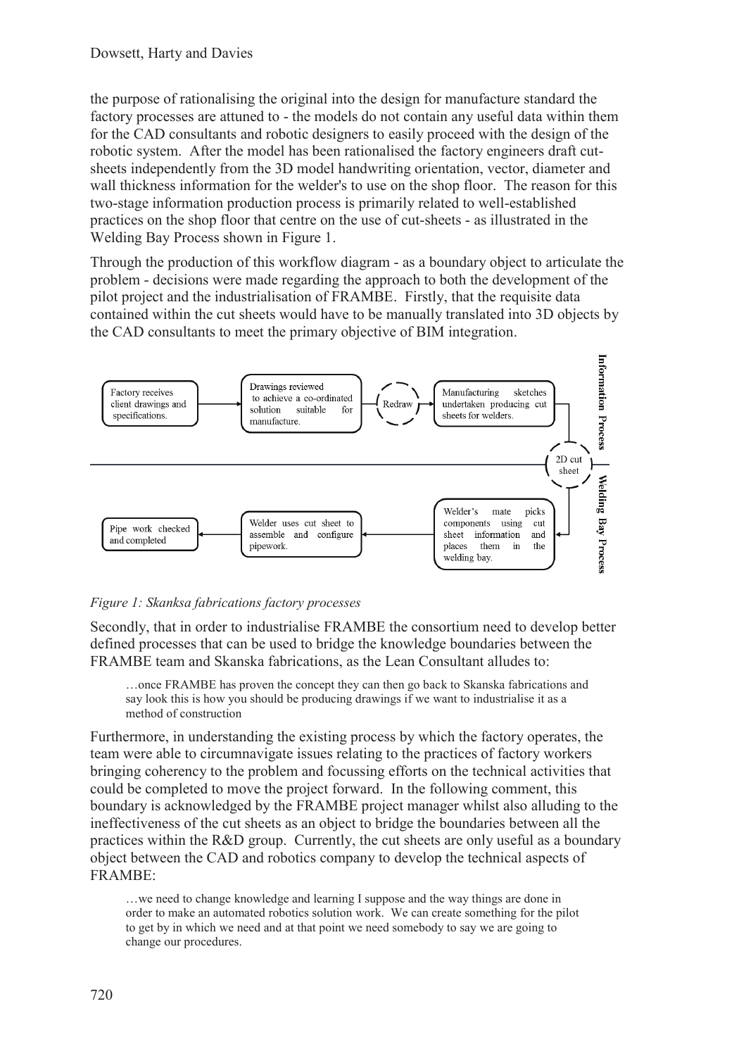the purpose of rationalising the original into the design for manufacture standard the factory processes are attuned to - the models do not contain any useful data within them for the CAD consultants and robotic designers to easily proceed with the design of the robotic system. After the model has been rationalised the factory engineers draft cut-sheets independently from the 3D model handwriting orientation, vector, diameter and wall thickness information for the welder's to use on the shop floor. The reason for this two-stage information production process is primarily related to well-established practices on the shop floor that centre on the use of cut-sheets - as illustrated in the Welding Bay Process shown in Figure 1.

Through the production of this workflow diagram - as a boundary object to articulate the problem - decisions were made regarding the approach to both the development of the pilot project and the industrialisation of FRAMBE. Firstly, that the requisite data contained within the cut sheets would have to be manually translated into 3D objects by the CAD consultants to meet the primary objective of BIM integration.

Information Process: Factory receives client drawings and specifications. → Drawings reviewed to achieve a co-ordinated solution suitable for manufacture. → Redraw → Manufacturing sketches undertaken producing cut sheets for welders. → 2D cut sheet

Welding Bay Process: Welder's mate picks components using cut sheet information and places them in the welding bay. → Welder uses cut sheet to assemble and configure pipework. → Pipe work checked and completed

*Figure 1: Skanksa fabrications factory processes*

Secondly, that in order to industrialise FRAMBE the consortium need to develop better defined processes that can be used to bridge the knowledge boundaries between the FRAMBE team and Skanska fabrications, as the Lean Consultant alludes to:

> …once FRAMBE has proven the concept they can then go back to Skanska fabrications and say look this is how you should be producing drawings if we want to industrialise it as a method of construction

Furthermore, in understanding the existing process by which the factory operates, the team were able to circumnavigate issues relating to the practices of factory workers bringing coherency to the problem and focussing efforts on the technical activities that could be completed to move the project forward. In the following comment, this boundary is acknowledged by the FRAMBE project manager whilst also alluding to the ineffectiveness of the cut sheets as an object to bridge the boundaries between all the practices within the R&D group. Currently, the cut sheets are only useful as a boundary object between the CAD and robotics company to develop the technical aspects of FRAMBE:

> …we need to change knowledge and learning I suppose and the way things are done in order to make an automated robotics solution work. We can create something for the pilot to get by in which we need and at that point we need somebody to say we are going to change our procedures.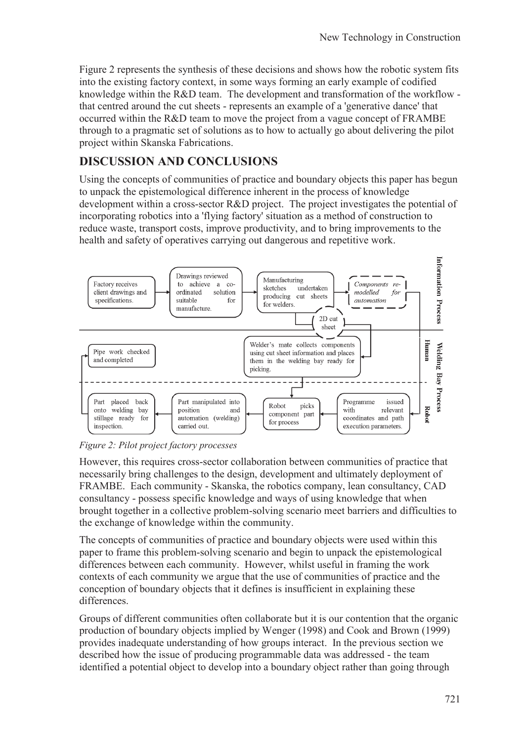Figure 2 represents the synthesis of these decisions and shows how the robotic system fits into the existing factory context, in some ways forming an early example of codified knowledge within the R&D team. The development and transformation of the workflow - that centred around the cut sheets - represents an example of a 'generative dance' that occurred within the R&D team to move the project from a vague concept of FRAMBE through to a pragmatic set of solutions as to how to actually go about delivering the pilot project within Skanska Fabrications.

## DISCUSSION AND CONCLUSIONS

Using the concepts of communities of practice and boundary objects this paper has begun to unpack the epistemological difference inherent in the process of knowledge development within a cross-sector R&D project. The project investigates the potential of incorporating robotics into a 'flying factory' situation as a method of construction to reduce waste, transport costs, improve productivity, and to bring improvements to the health and safety of operatives carrying out dangerous and repetitive work.

Information Process: Factory receives client drawings and specifications. → Drawings reviewed to achieve a co-ordinated solution suitable for manufacture. → Manufacturing sketches undertaken producing cut sheets for welders. → *Components re-modelled for automation*

2D cut sheet

Welding Bay Process – Human: Welder's mate collects components using cut sheet information and places them in the welding bay ready for picking. | Pipe work checked and completed

Welding Bay Process – Robot: Programme issued with relevant coordinates and path execution parameters. → Robot picks component part for process → Part manipulated into position and automation (welding) carried out. → Part placed back onto welding bay stillage ready for inspection.

*Figure 2: Pilot project factory processes*

However, this requires cross-sector collaboration between communities of practice that necessarily bring challenges to the design, development and ultimately deployment of FRAMBE. Each community - Skanska, the robotics company, lean consultancy, CAD consultancy - possess specific knowledge and ways of using knowledge that when brought together in a collective problem-solving scenario meet barriers and difficulties to the exchange of knowledge within the community.

The concepts of communities of practice and boundary objects were used within this paper to frame this problem-solving scenario and begin to unpack the epistemological differences between each community. However, whilst useful in framing the work contexts of each community we argue that the use of communities of practice and the conception of boundary objects that it defines is insufficient in explaining these differences.

Groups of different communities often collaborate but it is our contention that the organic production of boundary objects implied by Wenger (1998) and Cook and Brown (1999) provides inadequate understanding of how groups interact. In the previous section we described how the issue of producing programmable data was addressed - the team identified a potential object to develop into a boundary object rather than going through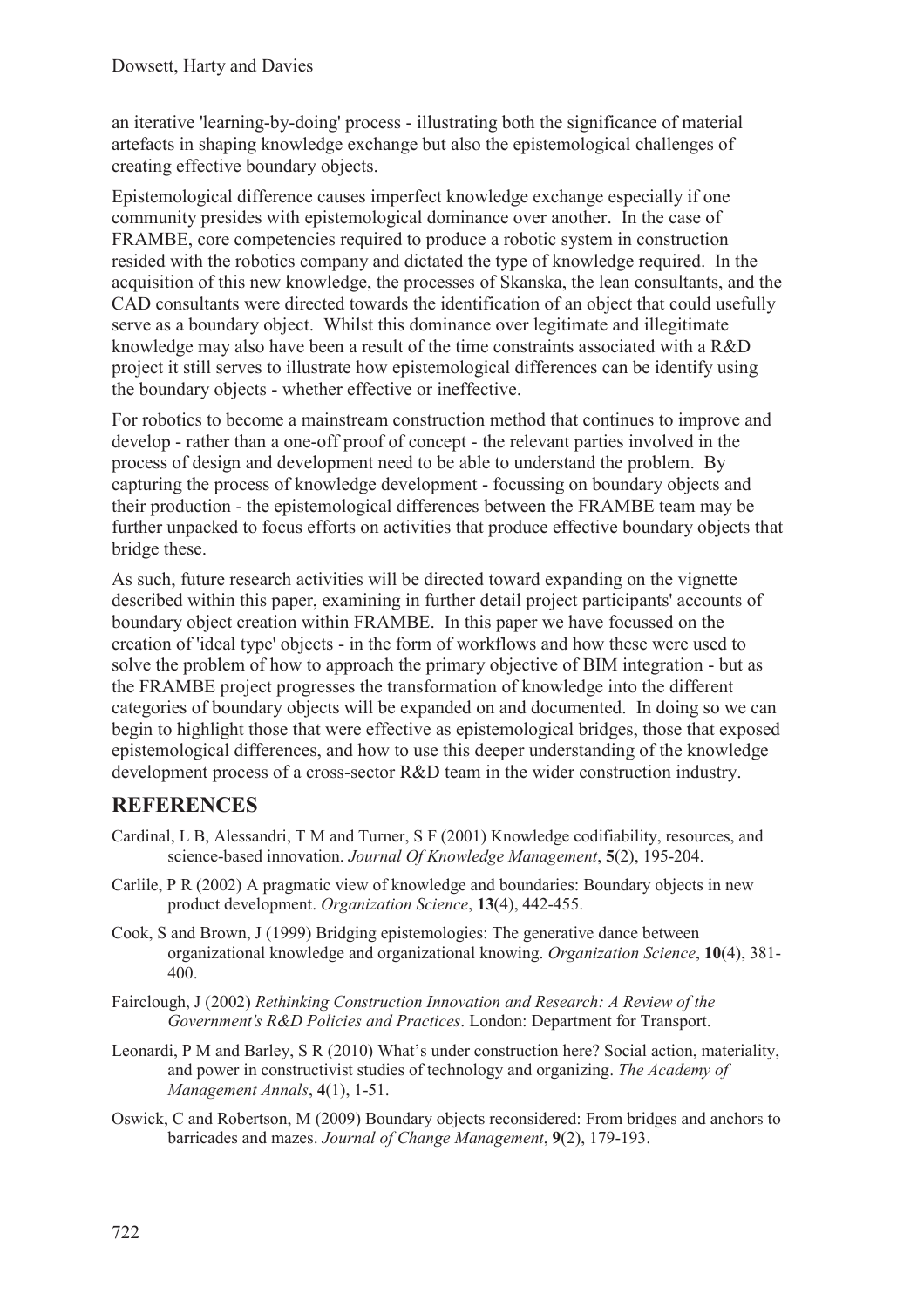an iterative 'learning-by-doing' process - illustrating both the significance of material artefacts in shaping knowledge exchange but also the epistemological challenges of creating effective boundary objects.

Epistemological difference causes imperfect knowledge exchange especially if one community presides with epistemological dominance over another. In the case of FRAMBE, core competencies required to produce a robotic system in construction resided with the robotics company and dictated the type of knowledge required. In the acquisition of this new knowledge, the processes of Skanska, the lean consultants, and the CAD consultants were directed towards the identification of an object that could usefully serve as a boundary object. Whilst this dominance over legitimate and illegitimate knowledge may also have been a result of the time constraints associated with a R&D project it still serves to illustrate how epistemological differences can be identify using the boundary objects - whether effective or ineffective.

For robotics to become a mainstream construction method that continues to improve and develop - rather than a one-off proof of concept - the relevant parties involved in the process of design and development need to be able to understand the problem. By capturing the process of knowledge development - focussing on boundary objects and their production - the epistemological differences between the FRAMBE team may be further unpacked to focus efforts on activities that produce effective boundary objects that bridge these.

As such, future research activities will be directed toward expanding on the vignette described within this paper, examining in further detail project participants' accounts of boundary object creation within FRAMBE. In this paper we have focussed on the creation of 'ideal type' objects - in the form of workflows and how these were used to solve the problem of how to approach the primary objective of BIM integration - but as the FRAMBE project progresses the transformation of knowledge into the different categories of boundary objects will be expanded on and documented. In doing so we can begin to highlight those that were effective as epistemological bridges, those that exposed epistemological differences, and how to use this deeper understanding of the knowledge development process of a cross-sector R&D team in the wider construction industry.

## REFERENCES

Cardinal, L B, Alessandri, T M and Turner, S F (2001) Knowledge codifiability, resources, and science-based innovation. *Journal Of Knowledge Management*, **5**(2), 195-204.

Carlile, P R (2002) A pragmatic view of knowledge and boundaries: Boundary objects in new product development. *Organization Science*, **13**(4), 442-455.

Cook, S and Brown, J (1999) Bridging epistemologies: The generative dance between organizational knowledge and organizational knowing. *Organization Science*, **10**(4), 381-400.

Fairclough, J (2002) *Rethinking Construction Innovation and Research: A Review of the Government's R&D Policies and Practices*. London: Department for Transport.

Leonardi, P M and Barley, S R (2010) What's under construction here? Social action, materiality, and power in constructivist studies of technology and organizing. *The Academy of Management Annals*, **4**(1), 1-51.

Oswick, C and Robertson, M (2009) Boundary objects reconsidered: From bridges and anchors to barricades and mazes. *Journal of Change Management*, **9**(2), 179-193.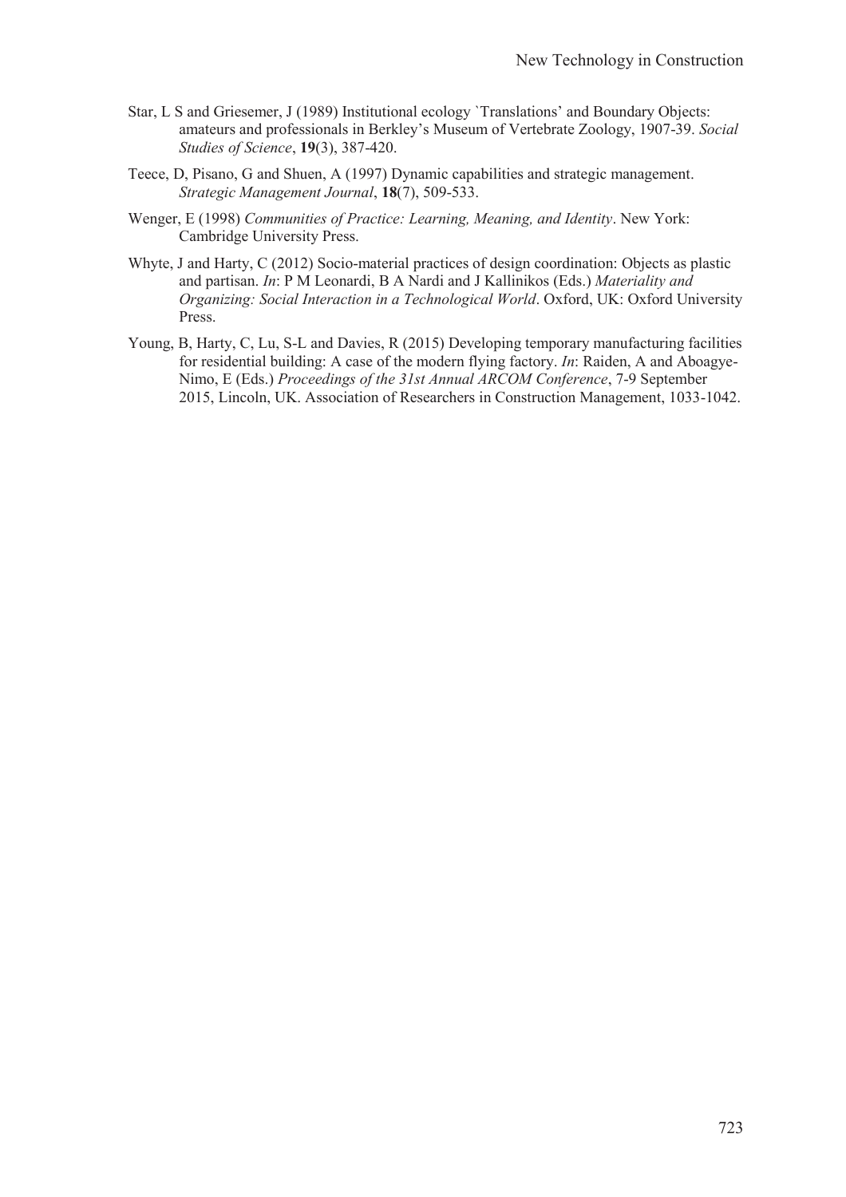Star, L S and Griesemer, J (1989) Institutional ecology `Translations' and Boundary Objects: amateurs and professionals in Berkley's Museum of Vertebrate Zoology, 1907-39. *Social Studies of Science*, **19**(3), 387-420.

Teece, D, Pisano, G and Shuen, A (1997) Dynamic capabilities and strategic management. *Strategic Management Journal*, **18**(7), 509-533.

Wenger, E (1998) *Communities of Practice: Learning, Meaning, and Identity*. New York: Cambridge University Press.

Whyte, J and Harty, C (2012) Socio-material practices of design coordination: Objects as plastic and partisan. *In*: P M Leonardi, B A Nardi and J Kallinikos (Eds.) *Materiality and Organizing: Social Interaction in a Technological World*. Oxford, UK: Oxford University Press.

Young, B, Harty, C, Lu, S-L and Davies, R (2015) Developing temporary manufacturing facilities for residential building: A case of the modern flying factory. *In*: Raiden, A and Aboagye-Nimo, E (Eds.) *Proceedings of the 31st Annual ARCOM Conference*, 7-9 September 2015, Lincoln, UK. Association of Researchers in Construction Management, 1033-1042.